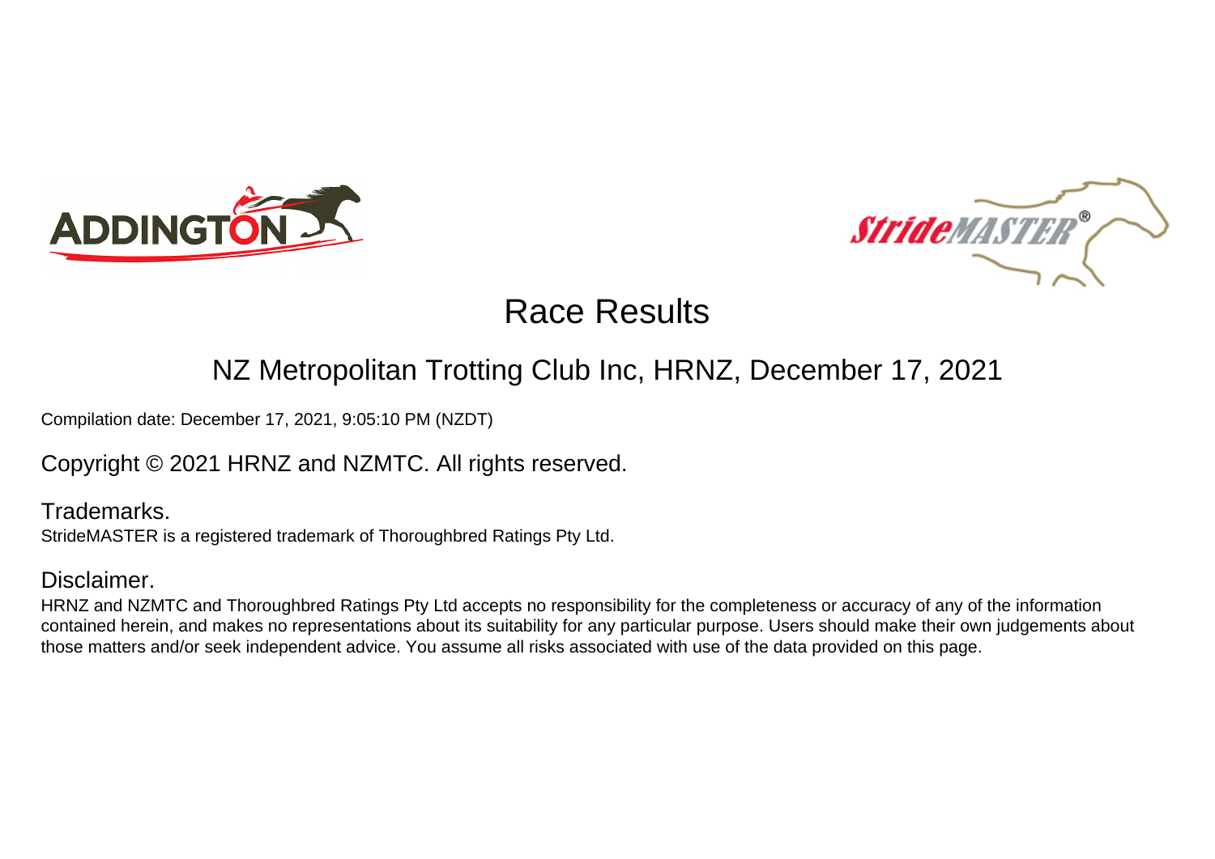# Race Results

## NZ Metropolitan Trotting Club Inc, HRNZ, December 17, 2021

Compilation date: December 17, 2021, 9:05:10 PM (NZDT)

Copyright © 2021 HRNZ and NZMTC. All rights reserved.

### Trademarks.

StrideMASTER is a registered trademark of Thoroughbred Ratings Pty Ltd.

### Disclaimer.

HRNZ and NZMTC and Thoroughbred Ratings Pty Ltd accepts no responsibility for the completeness or accuracy of any of the information contained herein, and makes no representations about its suitability for any particular purpose. Users should make their own judgements about those matters and/or seek independent advice. You assume all risks associated with use of the data provided on this page.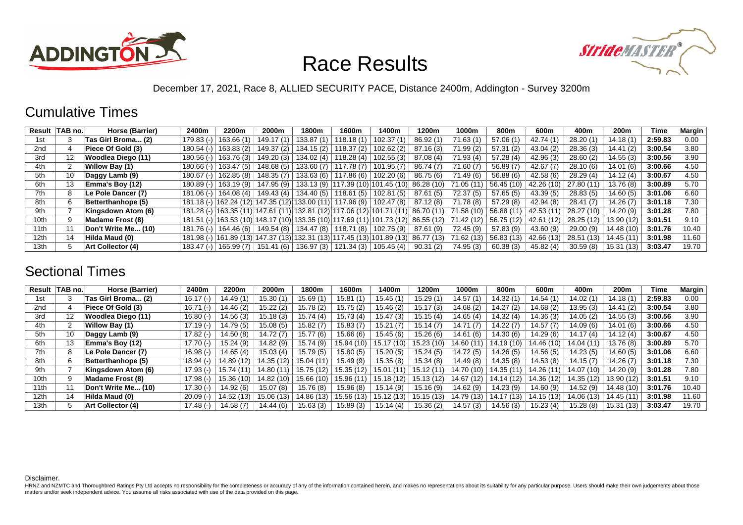# Race Results

December 17, 2021, Race 8, ALLIED SECURITY PACE, Distance 2400m, Addington - Survey 3200m

## Cumulative Times

| Result | TAB no. | Horse (Barrier) | 2400m | 2200m | 2000m | 1800m | 1600m | 1400m | 1200m | 1000m | 800m | 600m | 400m | 200m | Time | Margin |
|---|---|---|---|---|---|---|---|---|---|---|---|---|---|---|---|---|
| 1st | 3 | Tas Girl Broma... (2) | 179.83 (-) | 163.66 (1) | 149.17 (1) | 133.87 (1) | 118.18 (1) | 102.37 (1) | 86.92 (1) | 71.63 (1) | 57.06 (1) | 42.74 (1) | 28.20 (1) | 14.18 (1) | 2:59.83 | 0.00 |
| 2nd | 4 | Piece Of Gold (3) | 180.54 (-) | 163.83 (2) | 149.37 (2) | 134.15 (2) | 118.37 (2) | 102.62 (2) | 87.16 (3) | 71.99 (2) | 57.31 (2) | 43.04 (2) | 28.36 (3) | 14.41 (2) | 3:00.54 | 3.80 |
| 3rd | 12 | Woodlea Diego (11) | 180.56 (-) | 163.76 (3) | 149.20 (3) | 134.02 (4) | 118.28 (4) | 102.55 (3) | 87.08 (4) | 71.93 (4) | 57.28 (4) | 42.96 (3) | 28.60 (2) | 14.55 (3) | 3:00.56 | 3.90 |
| 4th | 2 | Willow Bay (1) | 180.66 (-) | 163.47 (5) | 148.68 (5) | 133.60 (7) | 117.78 (7) | 101.95 (7) | 86.74 (7) | 71.60 (7) | 56.89 (7) | 42.67 (7) | 28.10 (6) | 14.01 (6) | 3:00.66 | 4.50 |
| 5th | 10 | Daggy Lamb (9) | 180.67 (-) | 162.85 (8) | 148.35 (7) | 133.63 (6) | 117.86 (6) | 102.20 (6) | 86.75 (6) | 71.49 (6) | 56.88 (6) | 42.58 (6) | 28.29 (4) | 14.12 (4) | 3:00.67 | 4.50 |
| 6th | 13 | Emma's Boy (12) | 180.89 (-) | 163.19 (9) | 147.95 (9) | 133.13 (9) | 117.39 (10) | 101.45 (10) | 86.28 (10) | 71.05 (11) | 56.45 (10) | 42.26 (10) | 27.80 (11) | 13.76 (8) | 3:00.89 | 5.70 |
| 7th | 8 | Le Pole Dancer (7) | 181.06 (-) | 164.08 (4) | 149.43 (4) | 134.40 (5) | 118.61 (5) | 102.81 (5) | 87.61 (5) | 72.37 (5) | 57.65 (5) | 43.39 (5) | 28.83 (5) | 14.60 (5) | 3:01.06 | 6.60 |
| 8th | 6 | Betterthanhope (5) | 181.18 (-) | 162.24 (12) | 147.35 (12) | 133.00 (11) | 117.96 (9) | 102.47 (8) | 87.12 (8) | 71.78 (8) | 57.29 (8) | 42.94 (8) | 28.41 (7) | 14.26 (7) | 3:01.18 | 7.30 |
| 9th | 7 | Kingsdown Atom (6) | 181.28 (-) | 163.35 (11) | 147.61 (11) | 132.81 (12) | 117.06 (12) | 101.71 (11) | 86.70 (11) | 71.58 (10) | 56.88 (11) | 42.53 (11) | 28.27 (10) | 14.20 (9) | 3:01.28 | 7.80 |
| 10th | 9 | Madame Frost (8) | 181.51 (-) | 163.53 (10) | 148.17 (10) | 133.35 (10) | 117.69 (11) | 101.73 (12) | 86.55 (12) | 71.42 (12) | 56.75 (12) | 42.61 (12) | 28.25 (12) | 13.90 (12) | 3:01.51 | 9.10 |
| 11th | 11 | Don't Write Me... (10) | 181.76 (-) | 164.46 (6) | 149.54 (8) | 134.47 (8) | 118.71 (8) | 102.75 (9) | 87.61 (9) | 72.45 (9) | 57.83 (9) | 43.60 (9) | 29.00 (9) | 14.48 (10) | 3:01.76 | 10.40 |
| 12th | 14 | Hilda Maud (0) | 181.98 (-) | 161.89 (13) | 147.37 (13) | 132.31 (13) | 117.45 (13) | 101.89 (13) | 86.77 (13) | 71.62 (13) | 56.83 (13) | 42.66 (13) | 28.51 (13) | 14.45 (11) | 3:01.98 | 11.60 |
| 13th | 5 | Art Collector (4) | 183.47 (-) | 165.99 (7) | 151.41 (6) | 136.97 (3) | 121.34 (3) | 105.45 (4) | 90.31 (2) | 74.95 (3) | 60.38 (3) | 45.82 (4) | 30.59 (8) | 15.31 (13) | 3:03.47 | 19.70 |

## Sectional Times

| Result | TAB no. | Horse (Barrier) | 2400m | 2200m | 2000m | 1800m | 1600m | 1400m | 1200m | 1000m | 800m | 600m | 400m | 200m | Time | Margin |
|---|---|---|---|---|---|---|---|---|---|---|---|---|---|---|---|---|
| 1st | 3 | Tas Girl Broma... (2) | 16.17 (-) | 14.49 (1) | 15.30 (1) | 15.69 (1) | 15.81 (1) | 15.45 (1) | 15.29 (1) | 14.57 (1) | 14.32 (1) | 14.54 (1) | 14.02 (1) | 14.18 (1) | 2:59.83 | 0.00 |
| 2nd | 4 | Piece Of Gold (3) | 16.71 (-) | 14.46 (2) | 15.22 (2) | 15.78 (2) | 15.75 (2) | 15.46 (2) | 15.17 (3) | 14.68 (2) | 14.27 (2) | 14.68 (2) | 13.95 (3) | 14.41 (2) | 3:00.54 | 3.80 |
| 3rd | 12 | Woodlea Diego (11) | 16.80 (-) | 14.56 (3) | 15.18 (3) | 15.74 (4) | 15.73 (4) | 15.47 (3) | 15.15 (4) | 14.65 (4) | 14.32 (4) | 14.36 (3) | 14.05 (2) | 14.55 (3) | 3:00.56 | 3.90 |
| 4th | 2 | Willow Bay (1) | 17.19 (-) | 14.79 (5) | 15.08 (5) | 15.82 (7) | 15.83 (7) | 15.21 (7) | 15.14 (7) | 14.71 (7) | 14.22 (7) | 14.57 (7) | 14.09 (6) | 14.01 (6) | 3:00.66 | 4.50 |
| 5th | 10 | Daggy Lamb (9) | 17.82 (-) | 14.50 (8) | 14.72 (7) | 15.77 (6) | 15.66 (6) | 15.45 (6) | 15.26 (6) | 14.61 (6) | 14.30 (6) | 14.29 (6) | 14.17 (4) | 14.12 (4) | 3:00.67 | 4.50 |
| 6th | 13 | Emma's Boy (12) | 17.70 (-) | 15.24 (9) | 14.82 (9) | 15.74 (9) | 15.94 (10) | 15.17 (10) | 15.23 (10) | 14.60 (11) | 14.19 (10) | 14.46 (10) | 14.04 (11) | 13.76 (8) | 3:00.89 | 5.70 |
| 7th | 8 | Le Pole Dancer (7) | 16.98 (-) | 14.65 (4) | 15.03 (4) | 15.79 (5) | 15.80 (5) | 15.20 (5) | 15.24 (5) | 14.72 (5) | 14.26 (5) | 14.56 (5) | 14.23 (5) | 14.60 (5) | 3:01.06 | 6.60 |
| 8th | 6 | Betterthanhope (5) | 18.94 (-) | 14.89 (12) | 14.35 (12) | 15.04 (11) | 15.49 (9) | 15.35 (8) | 15.34 (8) | 14.49 (8) | 14.35 (8) | 14.53 (8) | 14.15 (7) | 14.26 (7) | 3:01.18 | 7.30 |
| 9th | 7 | Kingsdown Atom (6) | 17.93 (-) | 15.74 (11) | 14.80 (11) | 15.75 (12) | 15.35 (12) | 15.01 (11) | 15.12 (11) | 14.70 (10) | 14.35 (11) | 14.26 (11) | 14.07 (10) | 14.20 (9) | 3:01.28 | 7.80 |
| 10th | 9 | Madame Frost (8) | 17.98 (-) | 15.36 (10) | 14.82 (10) | 15.66 (10) | 15.96 (11) | 15.18 (12) | 15.13 (12) | 14.67 (12) | 14.14 (12) | 14.36 (12) | 14.35 (12) | 13.90 (12) | 3:01.51 | 9.10 |
| 11th | 11 | Don't Write Me... (10) | 17.30 (-) | 14.92 (6) | 15.07 (8) | 15.76 (8) | 15.96 (8) | 15.14 (9) | 15.16 (9) | 14.62 (9) | 14.23 (9) | 14.60 (9) | 14.52 (9) | 14.48 (10) | 3:01.76 | 10.40 |
| 12th | 14 | Hilda Maud (0) | 20.09 (-) | 14.52 (13) | 15.06 (13) | 14.86 (13) | 15.56 (13) | 15.12 (13) | 15.15 (13) | 14.79 (13) | 14.17 (13) | 14.15 (13) | 14.06 (13) | 14.45 (11) | 3:01.98 | 11.60 |
| 13th | 5 | Art Collector (4) | 17.48 (-) | 14.58 (7) | 14.44 (6) | 15.63 (3) | 15.89 (3) | 15.14 (4) | 15.36 (2) | 14.57 (3) | 14.56 (3) | 15.23 (4) | 15.28 (8) | 15.31 (13) | 3:03.47 | 19.70 |

Disclaimer.

HRNZ and NZMTC and Thoroughbred Ratings Pty Ltd accepts no responsibility for the completeness or accuracy of any of the information contained herein, and makes no representations about its suitability for any particular purpose. Users should make their own judgements about those matters and/or seek independent advice. You assume all risks associated with use of the data provided on this page.